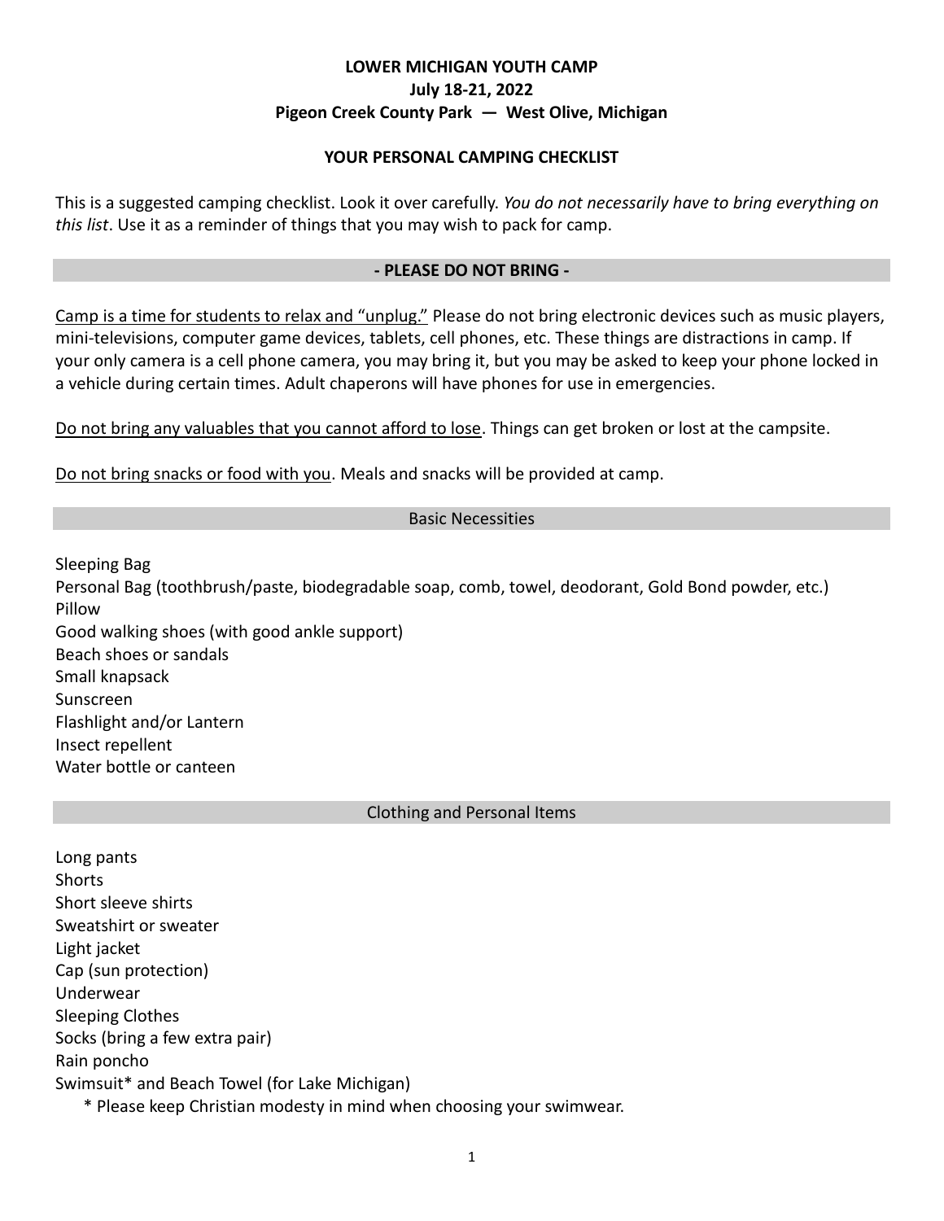**LOWER MICHIGAN YOUTH CAMP**
**July 18-21, 2022**
**Pigeon Creek County Park — West Olive, Michigan**

## YOUR PERSONAL CAMPING CHECKLIST

This is a suggested camping checklist. Look it over carefully. *You do not necessarily have to bring everything on this list*. Use it as a reminder of things that you may wish to pack for camp.

## - PLEASE DO NOT BRING -

Camp is a time for students to relax and "unplug." Please do not bring electronic devices such as music players, mini-televisions, computer game devices, tablets, cell phones, etc. These things are distractions in camp. If your only camera is a cell phone camera, you may bring it, but you may be asked to keep your phone locked in a vehicle during certain times. Adult chaperons will have phones for use in emergencies.

Do not bring any valuables that you cannot afford to lose. Things can get broken or lost at the campsite.

Do not bring snacks or food with you. Meals and snacks will be provided at camp.

## Basic Necessities

Sleeping Bag
Personal Bag (toothbrush/paste, biodegradable soap, comb, towel, deodorant, Gold Bond powder, etc.)
Pillow
Good walking shoes (with good ankle support)
Beach shoes or sandals
Small knapsack
Sunscreen
Flashlight and/or Lantern
Insect repellent
Water bottle or canteen

## Clothing and Personal Items

Long pants
Shorts
Short sleeve shirts
Sweatshirt or sweater
Light jacket
Cap (sun protection)
Underwear
Sleeping Clothes
Socks (bring a few extra pair)
Rain poncho
Swimsuit* and Beach Towel (for Lake Michigan)

\* Please keep Christian modesty in mind when choosing your swimwear.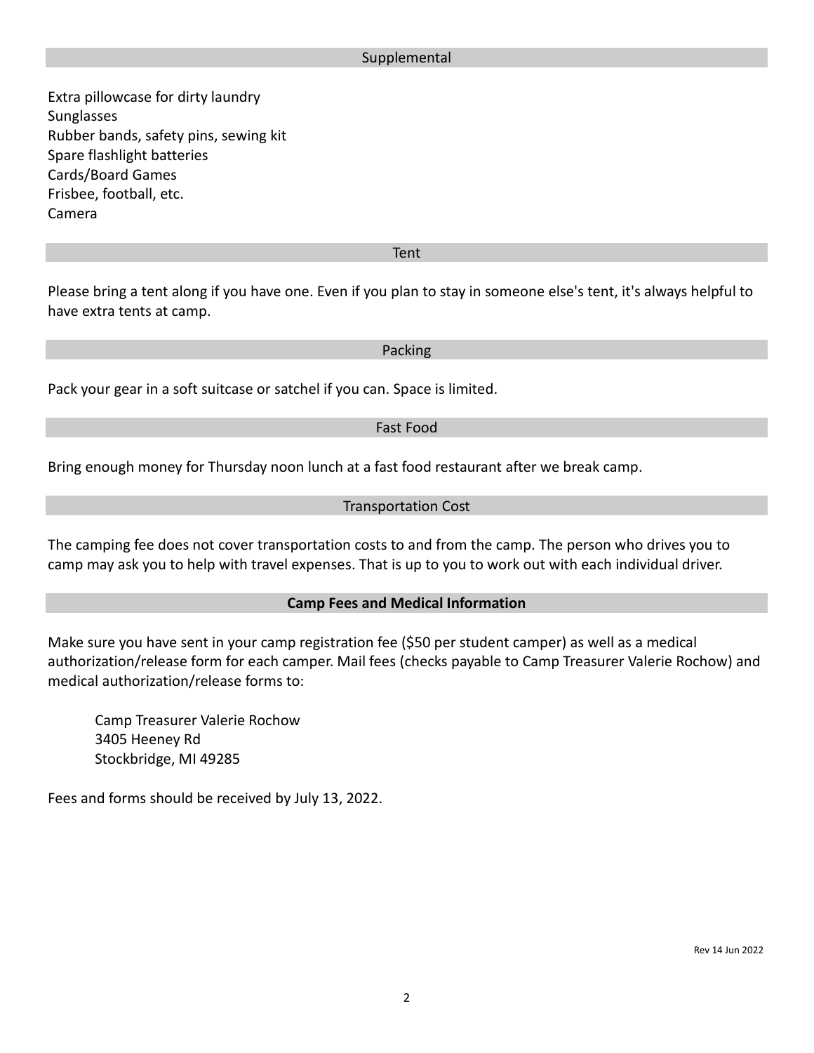## Supplemental

Extra pillowcase for dirty laundry
Sunglasses
Rubber bands, safety pins, sewing kit
Spare flashlight batteries
Cards/Board Games
Frisbee, football, etc.
Camera

## Tent

Please bring a tent along if you have one. Even if you plan to stay in someone else's tent, it's always helpful to have extra tents at camp.

## Packing

Pack your gear in a soft suitcase or satchel if you can. Space is limited.

## Fast Food

Bring enough money for Thursday noon lunch at a fast food restaurant after we break camp.

## Transportation Cost

The camping fee does not cover transportation costs to and from the camp. The person who drives you to camp may ask you to help with travel expenses. That is up to you to work out with each individual driver.

## **Camp Fees and Medical Information**

Make sure you have sent in your camp registration fee ($50 per student camper) as well as a medical authorization/release form for each camper. Mail fees (checks payable to Camp Treasurer Valerie Rochow) and medical authorization/release forms to:

> Camp Treasurer Valerie Rochow
> 3405 Heeney Rd
> Stockbridge, MI 49285

Fees and forms should be received by July 13, 2022.

Rev 14 Jun 2022